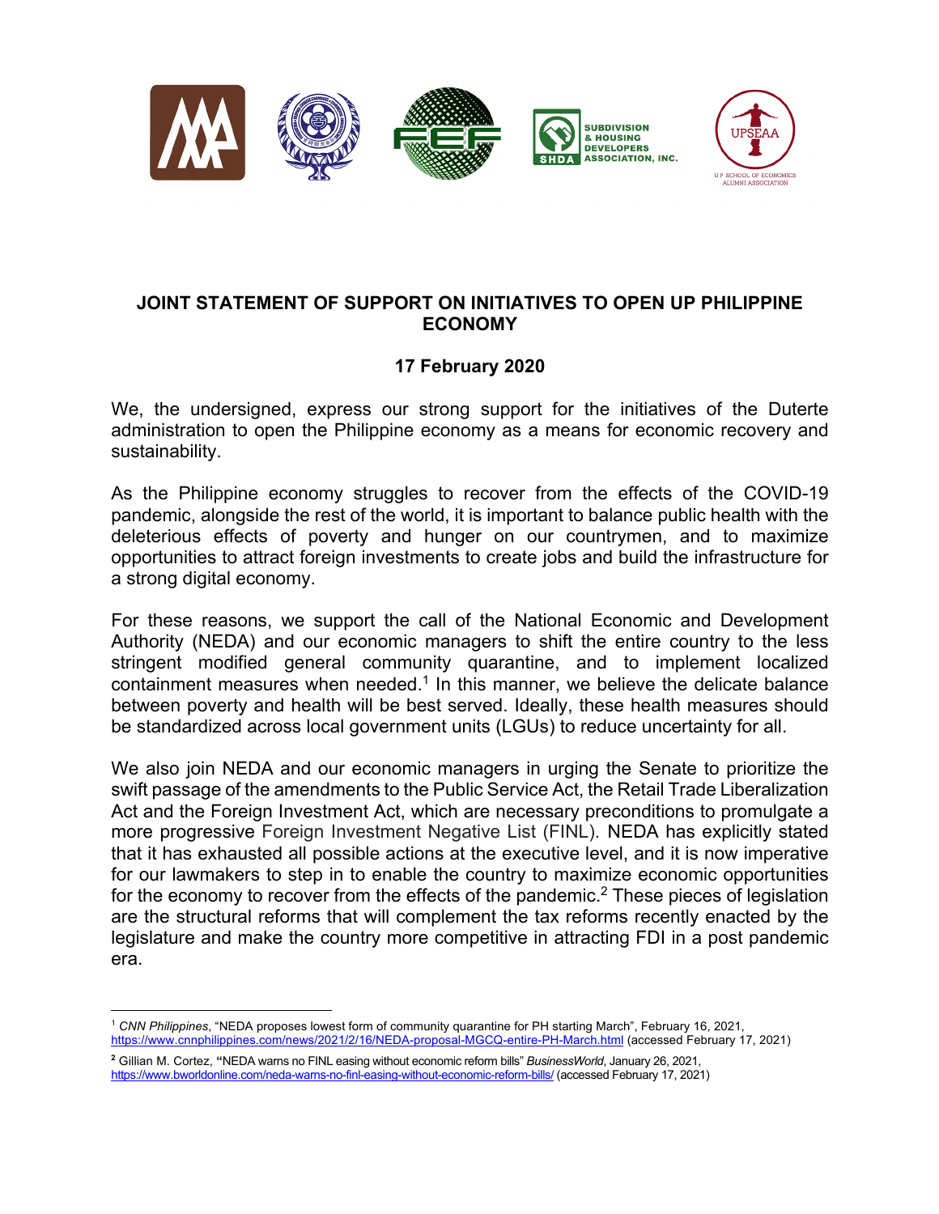SUBDIVISION & HOUSING DEVELOPERS ASSOCIATION, INC.

UP SCHOOL OF ECONOMICS ALUMNI ASSOCIATION

**JOINT STATEMENT OF SUPPORT ON INITIATIVES TO OPEN UP PHILIPPINE ECONOMY**

**17 February 2020**

We, the undersigned, express our strong support for the initiatives of the Duterte administration to open the Philippine economy as a means for economic recovery and sustainability.

As the Philippine economy struggles to recover from the effects of the COVID-19 pandemic, alongside the rest of the world, it is important to balance public health with the deleterious effects of poverty and hunger on our countrymen, and to maximize opportunities to attract foreign investments to create jobs and build the infrastructure for a strong digital economy.

For these reasons, we support the call of the National Economic and Development Authority (NEDA) and our economic managers to shift the entire country to the less stringent modified general community quarantine, and to implement localized containment measures when needed.[1] In this manner, we believe the delicate balance between poverty and health will be best served. Ideally, these health measures should be standardized across local government units (LGUs) to reduce uncertainty for all.

We also join NEDA and our economic managers in urging the Senate to prioritize the swift passage of the amendments to the Public Service Act, the Retail Trade Liberalization Act and the Foreign Investment Act, which are necessary preconditions to promulgate a more progressive Foreign Investment Negative List (FINL). NEDA has explicitly stated that it has exhausted all possible actions at the executive level, and it is now imperative for our lawmakers to step in to enable the country to maximize economic opportunities for the economy to recover from the effects of the pandemic.[2] These pieces of legislation are the structural reforms that will complement the tax reforms recently enacted by the legislature and make the country more competitive in attracting FDI in a post pandemic era.

---

[1] *CNN Philippines*, "NEDA proposes lowest form of community quarantine for PH starting March", February 16, 2021, https://www.cnnphilippines.com/news/2021/2/16/NEDA-proposal-MGCQ-entire-PH-March.html (accessed February 17, 2021)

[2] Gillian M. Cortez, "NEDA warns no FINL easing without economic reform bills" *BusinessWorld*, January 26, 2021, https://www.bworldonline.com/neda-warns-no-finl-easing-without-economic-reform-bills/ (accessed February 17, 2021)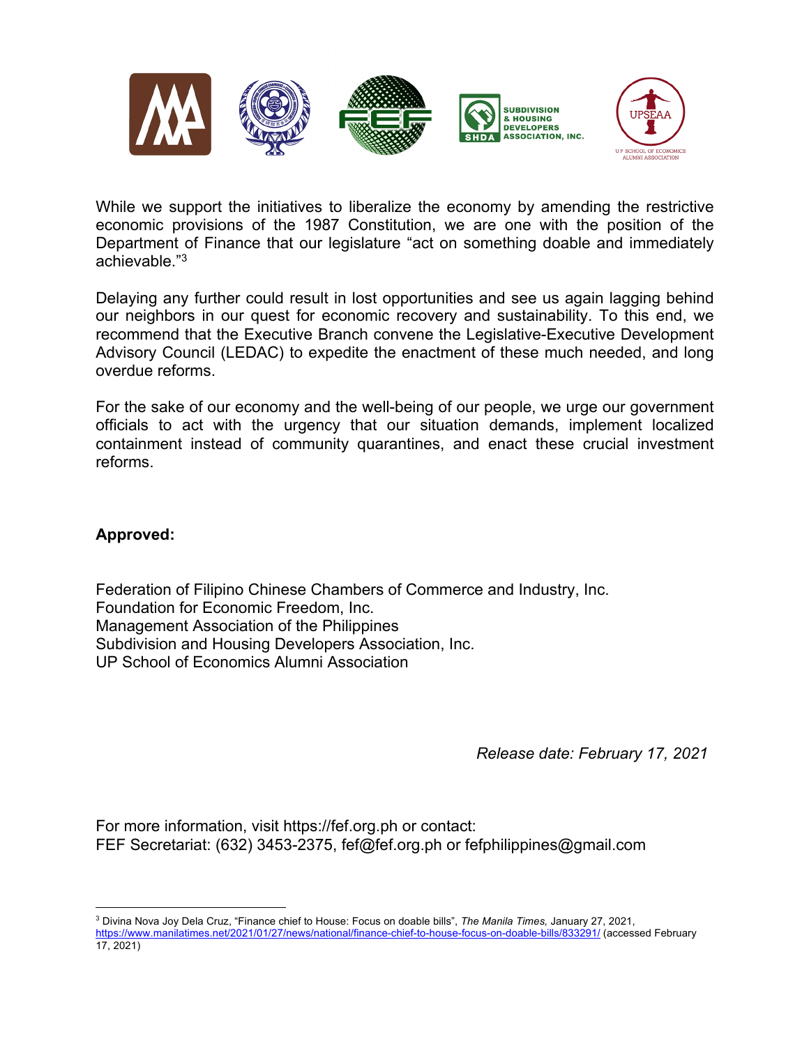While we support the initiatives to liberalize the economy by amending the restrictive economic provisions of the 1987 Constitution, we are one with the position of the Department of Finance that our legislature "act on something doable and immediately achievable."[3]

Delaying any further could result in lost opportunities and see us again lagging behind our neighbors in our quest for economic recovery and sustainability. To this end, we recommend that the Executive Branch convene the Legislative-Executive Development Advisory Council (LEDAC) to expedite the enactment of these much needed, and long overdue reforms.

For the sake of our economy and the well-being of our people, we urge our government officials to act with the urgency that our situation demands, implement localized containment instead of community quarantines, and enact these crucial investment reforms.

**Approved:**

Federation of Filipino Chinese Chambers of Commerce and Industry, Inc.
Foundation for Economic Freedom, Inc.
Management Association of the Philippines
Subdivision and Housing Developers Association, Inc.
UP School of Economics Alumni Association

*Release date: February 17, 2021*

For more information, visit https://fef.org.ph or contact:
FEF Secretariat: (632) 3453-2375, fef@fef.org.ph or fefphilippines@gmail.com

---

[3] Divina Nova Joy Dela Cruz, "Finance chief to House: Focus on doable bills", *The Manila Times,* January 27, 2021, https://www.manilatimes.net/2021/01/27/news/national/finance-chief-to-house-focus-on-doable-bills/833291/ (accessed February 17, 2021)